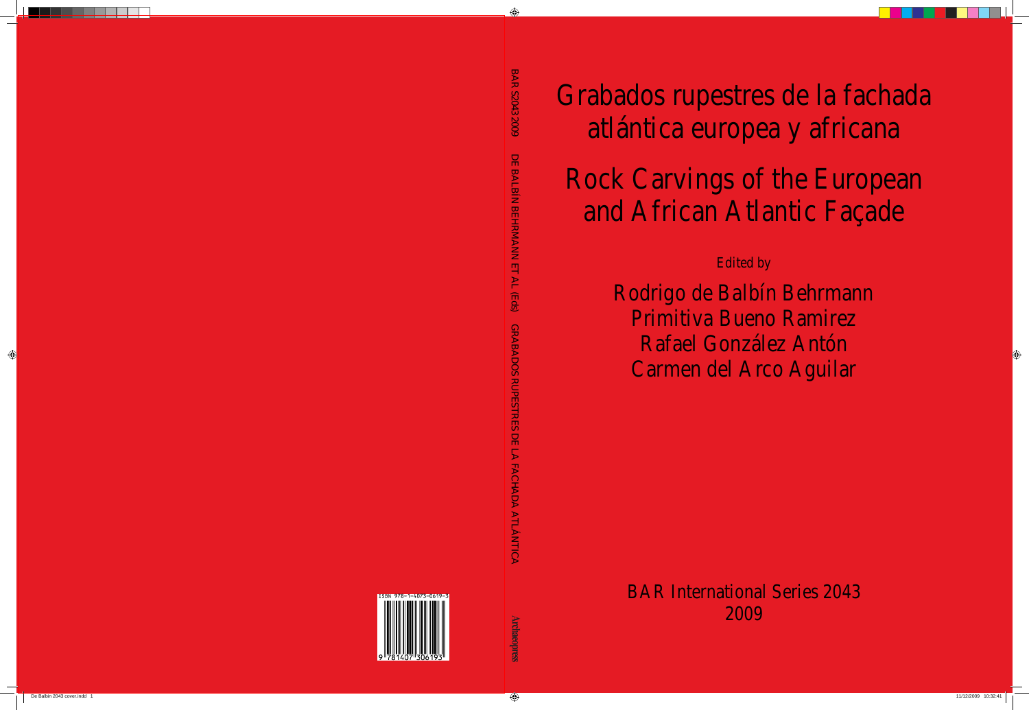# Grabados rupestres de la fachada atlántica europea y africana

# Rock Carvings of the European and African Atlantic Façade

*Edited by*

Rodrigo de Balbín Behrmann
Primitiva Bueno Ramirez
Rafael González Antón
Carmen del Arco Aguilar

BAR International Series 2043
2009

BAR S2043 2009 DE BALBÍN BEHRMANN ET AL (Eds) GRABADOS RUPESTRES DE LA FACHADA ATLÁNTICA

Archaeopress

ISBN 978-1-4073-0619-3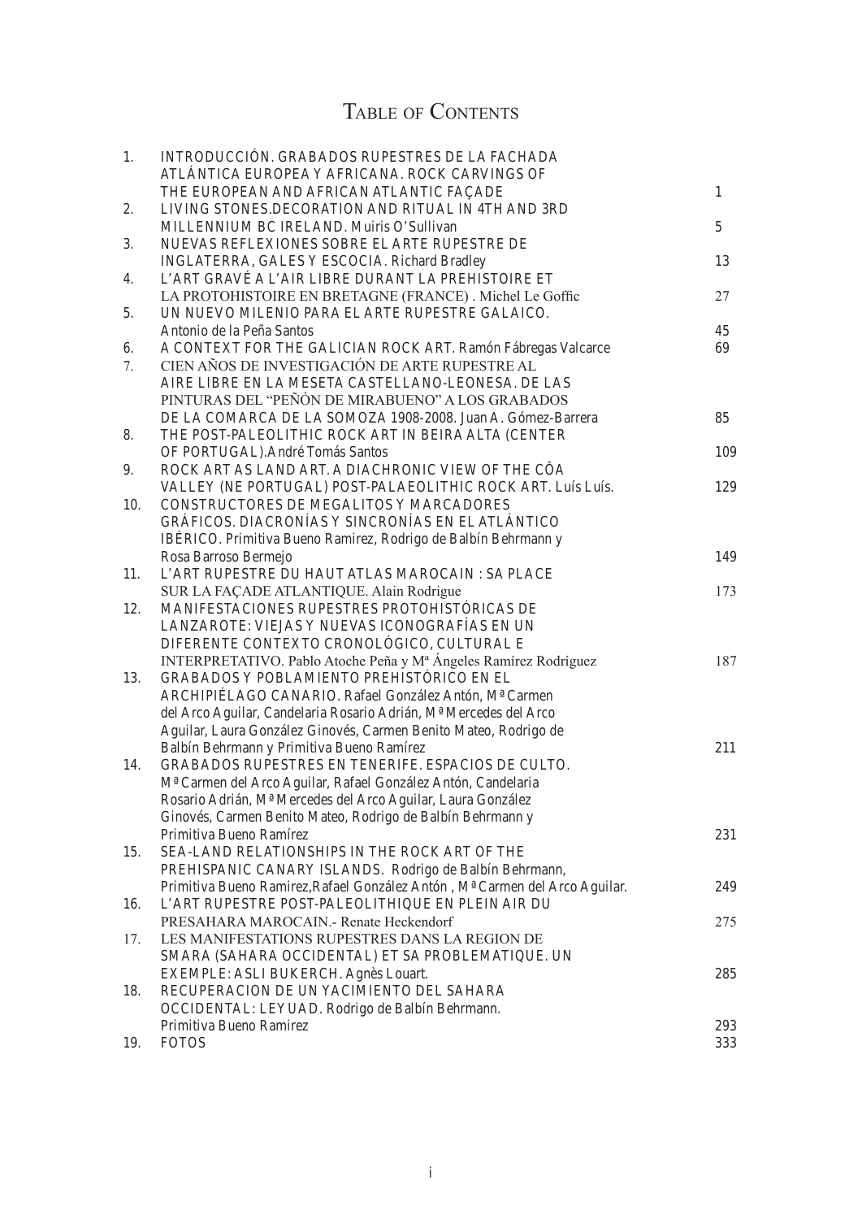# Table of Contents

1. INTRODUCCIÓN. GRABADOS RUPESTRES DE LA FACHADA ATLÁNTICA EUROPEA Y AFRICANA. ROCK CARVINGS OF THE EUROPEAN AND AFRICAN ATLANTIC FAÇADE — 1
2. LIVING STONES.DECORATION AND RITUAL IN 4TH AND 3RD MILLENNIUM BC IRELAND. Muiris O'Sullivan — 5
3. NUEVAS REFLEXIONES SOBRE EL ARTE RUPESTRE DE INGLATERRA, GALES Y ESCOCIA. Richard Bradley — 13
4. L'ART GRAVÉ A L'AIR LIBRE DURANT LA PREHISTOIRE ET LA PROTOHISTOIRE EN BRETAGNE (FRANCE) . Michel Le Goffic — 27
5. UN NUEVO MILENIO PARA EL ARTE RUPESTRE GALAICO. Antonio de la Peña Santos — 45
6. A CONTEXT FOR THE GALICIAN ROCK ART. Ramón Fábregas Valcarce — 69
7. CIEN AÑOS DE INVESTIGACIÓN DE ARTE RUPESTRE AL AIRE LIBRE EN LA MESETA CASTELLANO-LEONESA. DE LAS PINTURAS DEL "PEÑÓN DE MIRABUENO" A LOS GRABADOS DE LA COMARCA DE LA SOMOZA 1908-2008. Juan A. Gómez-Barrera — 85
8. THE POST-PALEOLITHIC ROCK ART IN BEIRA ALTA (CENTER OF PORTUGAL).André Tomás Santos — 109
9. ROCK ART AS LAND ART. A DIACHRONIC VIEW OF THE CÔA VALLEY (NE PORTUGAL) POST-PALAEOLITHIC ROCK ART. Luís Luís. — 129
10. CONSTRUCTORES DE MEGALITOS Y MARCADORES GRÁFICOS. DIACRONÍAS Y SINCRONÍAS EN EL ATLÁNTICO IBÉRICO. Primitiva Bueno Ramirez, Rodrigo de Balbín Behrmann y Rosa Barroso Bermejo — 149
11. L'ART RUPESTRE DU HAUT ATLAS MAROCAIN : SA PLACE SUR LA FAÇADE ATLANTIQUE. Alain Rodrigue — 173
12. MANIFESTACIONES RUPESTRES PROTOHISTÓRICAS DE LANZAROTE: VIEJAS Y NUEVAS ICONOGRAFÍAS EN UN DIFERENTE CONTEXTO CRONOLÓGICO, CULTURAL E INTERPRETATIVO. Pablo Atoche Peña y Mª Ángeles Ramírez Rodríguez — 187
13. GRABADOS Y POBLAMIENTO PREHISTÓRICO EN EL ARCHIPIÉLAGO CANARIO. Rafael González Antón, Mª Carmen del Arco Aguilar, Candelaria Rosario Adrián, Mª Mercedes del Arco Aguilar, Laura González Ginovés, Carmen Benito Mateo, Rodrigo de Balbín Behrmann y Primitiva Bueno Ramírez — 211
14. GRABADOS RUPESTRES EN TENERIFE. ESPACIOS DE CULTO. Mª Carmen del Arco Aguilar, Rafael González Antón, Candelaria Rosario Adrián, Mª Mercedes del Arco Aguilar, Laura González Ginovés, Carmen Benito Mateo, Rodrigo de Balbín Behrmann y Primitiva Bueno Ramírez — 231
15. SEA-LAND RELATIONSHIPS IN THE ROCK ART OF THE PREHISPANIC CANARY ISLANDS. Rodrigo de Balbín Behrmann, Primitiva Bueno Ramirez,Rafael González Antón , Mª Carmen del Arco Aguilar. — 249
16. L'ART RUPESTRE POST-PALEOLITHIQUE EN PLEIN AIR DU PRESAHARA MAROCAIN.- Renate Heckendorf — 275
17. LES MANIFESTATIONS RUPESTRES DANS LA REGION DE SMARA (SAHARA OCCIDENTAL) ET SA PROBLEMATIQUE. UN EXEMPLE: ASLI BUKERCH. Agnès Louart. — 285
18. RECUPERACION DE UN YACIMIENTO DEL SAHARA OCCIDENTAL: LEYUAD. Rodrigo de Balbín Behrmann. Primitiva Bueno Ramirez — 293
19. FOTOS — 333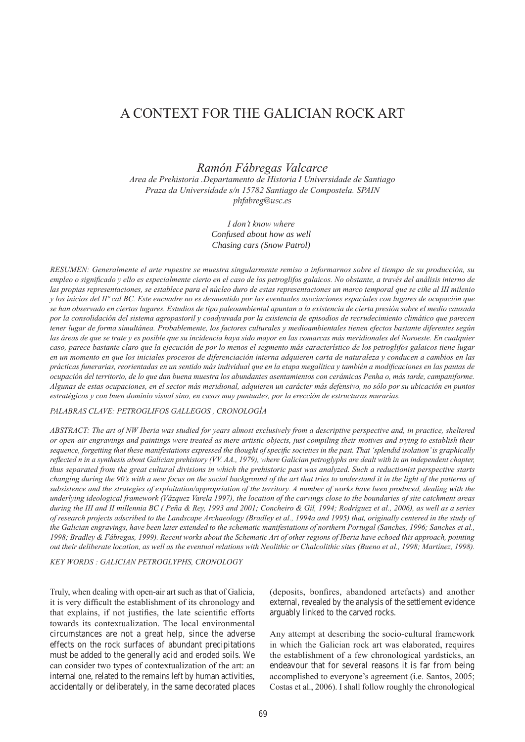# A CONTEXT FOR THE GALICIAN ROCK ART

*Ramón Fábregas Valcarce*

*Area de Prehistoria .Departamento de Historia I Universidade de Santiago*
*Praza da Universidade s/n 15782 Santiago de Compostela. SPAIN*
*phfabreg@usc.es*

*I don't know where*
*Confused about how as well*
*Chasing cars (Snow Patrol)*

*RESUMEN: Generalmente el arte rupestre se muestra singularmente remiso a informarnos sobre el tiempo de su producción, su empleo o significado y ello es especialmente cierto en el caso de los petroglifos galaicos. No obstante, a través del análisis interno de las propias representaciones, se establece para el núcleo duro de estas representaciones un marco temporal que se ciñe al III milenio y los inicios del IIº cal BC. Este encuadre no es desmentido por las eventuales asociaciones espaciales con lugares de ocupación que se han observado en ciertos lugares. Estudios de tipo paleoambiental apuntan a la existencia de cierta presión sobre el medio causada por la consolidación del sistema agropastoril y coadyuvada por la existencia de episodios de recrudecimiento climático que parecen tener lugar de forma simultánea. Probablemente, los factores culturales y medioambientales tienen efectos bastante diferentes según las áreas de que se trate y es posible que su incidencia haya sido mayor en las comarcas más meridionales del Noroeste. En cualquier caso, parece bastante claro que la ejecución de por lo menos el segmento más característico de los petroglifos galaicos tiene lugar en un momento en que los iniciales procesos de diferenciación interna adquieren carta de naturaleza y conducen a cambios en las prácticas funerarias, reorientadas en un sentido más individual que en la etapa megalítica y también a modificaciones en las pautas de ocupación del territorio, de lo que dan buena muestra los abundantes asentamientos con cerámicas Penha o, más tarde, campaniforme. Algunas de estas ocupaciones, en el sector más meridional, adquieren un carácter más defensivo, no sólo por su ubicación en puntos estratégicos y con buen dominio visual sino, en casos muy puntuales, por la erección de estructuras murarias.*

*PALABRAS CLAVE: PETROGLIFOS GALLEGOS , CRONOLOGÍA*

*ABSTRACT: The art of NW Iberia was studied for years almost exclusively from a descriptive perspective and, in practice, sheltered or open-air engravings and paintings were treated as mere artistic objects, just compiling their motives and trying to establish their sequence, forgetting that these manifestations expressed the thought of specific societies in the past. That 'splendid isolation' is graphically reflected n in a synthesis about Galician prehistory (VV. AA., 1979), where Galician petroglyphs are dealt with in an independent chapter, thus separated from the great cultural divisions in which the prehistoric past was analyzed. Such a reductionist perspective starts changing during the 90's with a new focus on the social background of the art that tries to understand it in the light of the patterns of subsistence and the strategies of exploitation/appropriation of the territory. A number of works have been produced, dealing with the underlying ideological framework (Vázquez Varela 1997), the location of the carvings close to the boundaries of site catchment areas during the III and II millennia BC ( Peña & Rey, 1993 and 2001; Concheiro & Gil, 1994; Rodríguez et al., 2006), as well as a series of research projects adscribed to the Landscape Archaeology (Bradley et al., 1994a and 1995) that, originally centered in the study of the Galician engravings, have been later extended to the schematic manifestations of northern Portugal (Sanches, 1996; Sanches et al., 1998; Bradley & Fábregas, 1999). Recent works about the Schematic Art of other regions of Iberia have echoed this approach, pointing out their deliberate location, as well as the eventual relations with Neolithic or Chalcolithic sites (Bueno et al., 1998; Martínez, 1998).*

*KEY WORDS : GALICIAN PETROGLYPHS, CRONOLOGY*

Truly, when dealing with open-air art such as that of Galicia, it is very difficult the establishment of its chronology and that explains, if not justifies, the late scientific efforts towards its contextualization. The local environmental circumstances are not a great help, since the adverse effects on the rock surfaces of abundant precipitations must be added to the generally acid and eroded soils. We can consider two types of contextualization of the art: an internal one, related to the remains left by human activities, accidentally or deliberately, in the same decorated places (deposits, bonfires, abandoned artefacts) and another external, revealed by the analysis of the settlement evidence arguably linked to the carved rocks.

Any attempt at describing the socio-cultural framework in which the Galician rock art was elaborated, requires the establishment of a few chronological yardsticks, an endeavour that for several reasons it is far from being accomplished to everyone's agreement (i.e. Santos, 2005; Costas et al., 2006). I shall follow roughly the chronological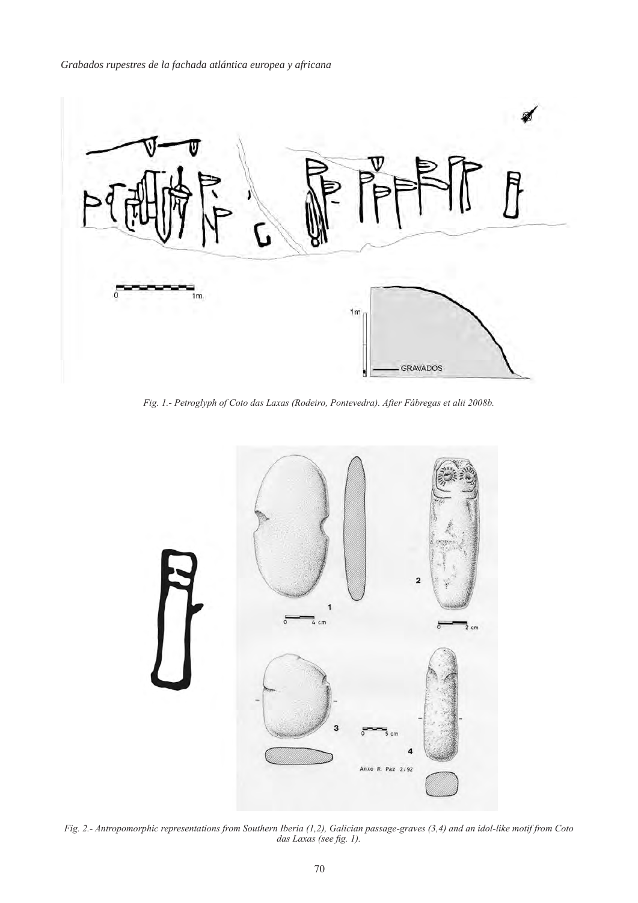Fig. 1.- Petroglyph of Coto das Laxas (Rodeiro, Pontevedra). After Fábregas et alii 2008b.

Fig. 2.- Antropomorphic representations from Southern Iberia (1,2), Galician passage-graves (3,4) and an idol-like motif from Coto das Laxas (see fig. 1).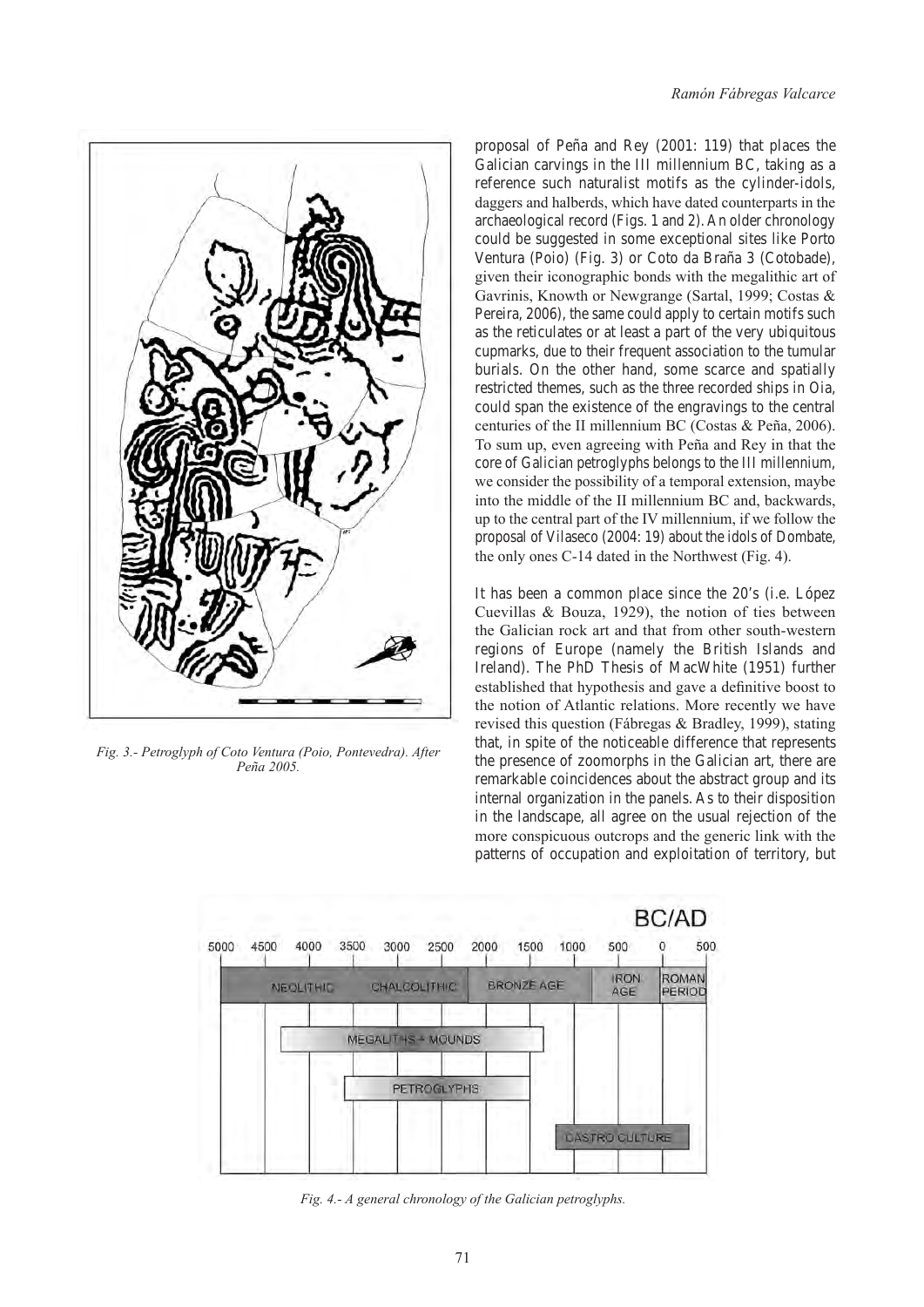Fig. 3.- Petroglyph of Coto Ventura (Poio, Pontevedra). After Peña 2005.

proposal of Peña and Rey (2001: 119) that places the Galician carvings in the III millennium BC, taking as a reference such naturalist motifs as the cylinder-idols, daggers and halberds, which have dated counterparts in the archaeological record (Figs. 1 and 2). An older chronology could be suggested in some exceptional sites like Porto Ventura (Poio) (Fig. 3) or Coto da Braña 3 (Cotobade), given their iconographic bonds with the megalithic art of Gavrinis, Knowth or Newgrange (Sartal, 1999; Costas & Pereira, 2006), the same could apply to certain motifs such as the reticulates or at least a part of the very ubiquitous cupmarks, due to their frequent association to the tumular burials. On the other hand, some scarce and spatially restricted themes, such as the three recorded ships in Oia, could span the existence of the engravings to the central centuries of the II millennium BC (Costas & Peña, 2006). To sum up, even agreeing with Peña and Rey in that the core of Galician petroglyphs belongs to the III millennium, we consider the possibility of a temporal extension, maybe into the middle of the II millennium BC and, backwards, up to the central part of the IV millennium, if we follow the proposal of Vilaseco (2004: 19) about the idols of Dombate, the only ones C-14 dated in the Northwest (Fig. 4).

It has been a common place since the 20's (i.e. López Cuevillas & Bouza, 1929), the notion of ties between the Galician rock art and that from other south-western regions of Europe (namely the British Islands and Ireland). The PhD Thesis of MacWhite (1951) further established that hypothesis and gave a definitive boost to the notion of Atlantic relations. More recently we have revised this question (Fábregas & Bradley, 1999), stating that, in spite of the noticeable difference that represents the presence of zoomorphs in the Galician art, there are remarkable coincidences about the abstract group and its internal organization in the panels. As to their disposition in the landscape, all agree on the usual rejection of the more conspicuous outcrops and the generic link with the patterns of occupation and exploitation of territory, but

Fig. 4.- A general chronology of the Galician petroglyphs.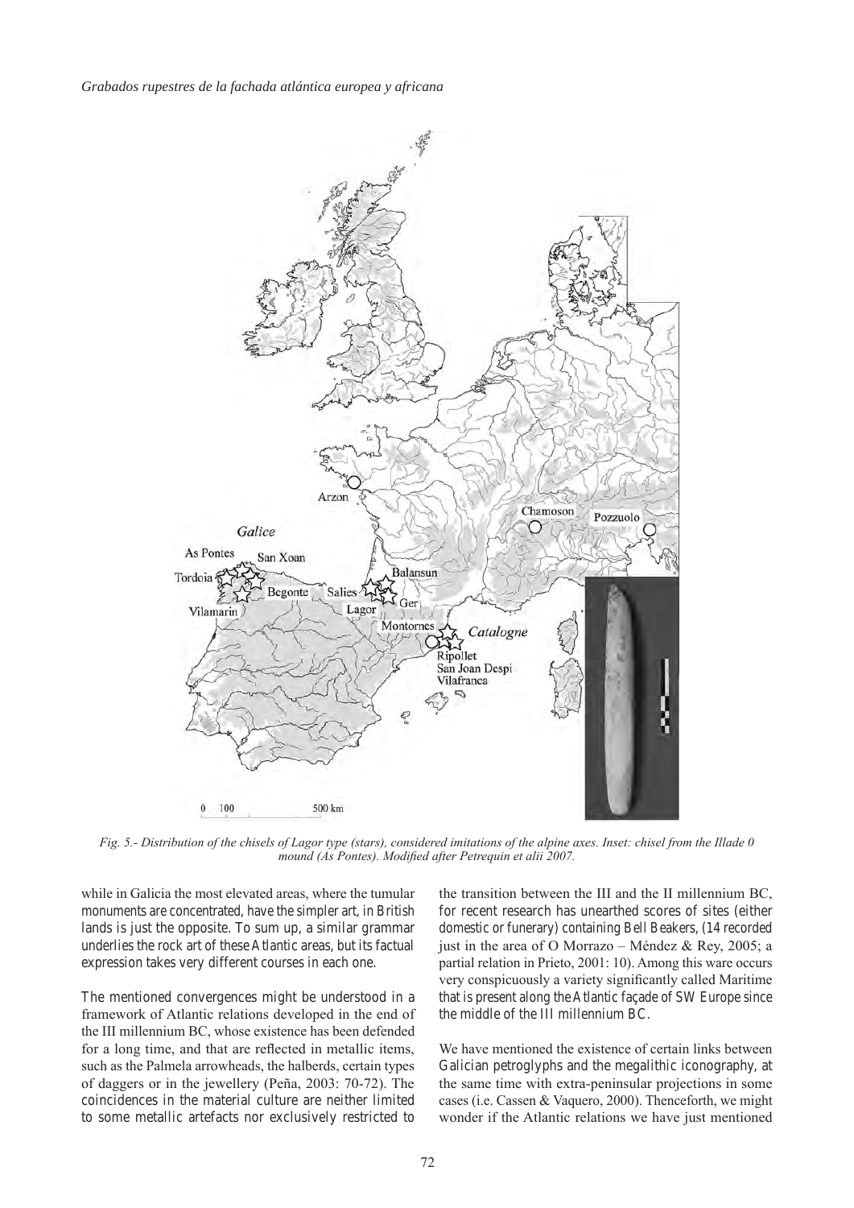Fig. 5.- Distribution of the chisels of Lagor type (stars), considered imitations of the alpine axes. Inset: chisel from the Illade 0 mound (As Pontes). Modified after Petrequin et alii 2007.

while in Galicia the most elevated areas, where the tumular monuments are concentrated, have the simpler art, in British lands is just the opposite. To sum up, a similar grammar underlies the rock art of these Atlantic areas, but its factual expression takes very different courses in each one.

The mentioned convergences might be understood in a framework of Atlantic relations developed in the end of the III millennium BC, whose existence has been defended for a long time, and that are reflected in metallic items, such as the Palmela arrowheads, the halberds, certain types of daggers or in the jewellery (Peña, 2003: 70-72). The coincidences in the material culture are neither limited to some metallic artefacts nor exclusively restricted to the transition between the III and the II millennium BC, for recent research has unearthed scores of sites (either domestic or funerary) containing Bell Beakers, (14 recorded just in the area of O Morrazo – Méndez & Rey, 2005; a partial relation in Prieto, 2001: 10). Among this ware occurs very conspicuously a variety significantly called Maritime that is present along the Atlantic façade of SW Europe since the middle of the III millennium BC.

We have mentioned the existence of certain links between Galician petroglyphs and the megalithic iconography, at the same time with extra-peninsular projections in some cases (i.e. Cassen & Vaquero, 2000). Thenceforth, we might wonder if the Atlantic relations we have just mentioned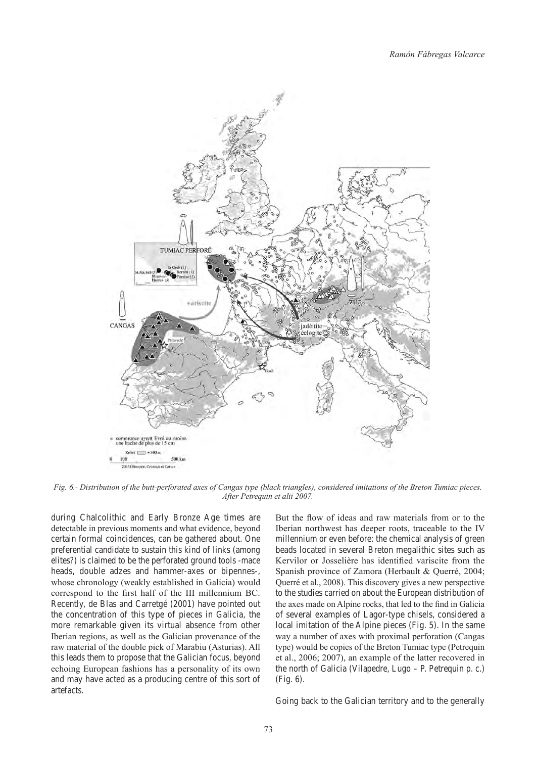*Fig. 6.- Distribution of the butt-perforated axes of Cangas type (black triangles), considered imitations of the Breton Tumiac pieces. After Petrequin et alii 2007.*

during Chalcolithic and Early Bronze Age times are detectable in previous moments and what evidence, beyond certain formal coincidences, can be gathered about. One preferential candidate to sustain this kind of links (among elites?) is claimed to be the perforated ground tools -mace heads, double adzes and hammer-axes or bipennes-, whose chronology (weakly established in Galicia) would correspond to the first half of the III millennium BC. Recently, de Blas and Carretgé (2001) have pointed out the concentration of this type of pieces in Galicia, the more remarkable given its virtual absence from other Iberian regions, as well as the Galician provenance of the raw material of the double pick of Marabiu (Asturias). All this leads them to propose that the Galician focus, beyond echoing European fashions has a personality of its own and may have acted as a producing centre of this sort of artefacts.

But the flow of ideas and raw materials from or to the Iberian northwest has deeper roots, traceable to the IV millennium or even before: the chemical analysis of green beads located in several Breton megalithic sites such as Kervilor or Josselière has identified variscite from the Spanish province of Zamora (Herbault & Querré, 2004; Querré et al., 2008). This discovery gives a new perspective to the studies carried on about the European distribution of the axes made on Alpine rocks, that led to the find in Galicia of several examples of Lagor-type chisels, considered a local imitation of the Alpine pieces (Fig. 5). In the same way a number of axes with proximal perforation (Cangas type) would be copies of the Breton Tumiac type (Petrequin et al., 2006; 2007), an example of the latter recovered in the north of Galicia (Vilapedre, Lugo – P. Petrequin p. c.) (Fig. 6).

Going back to the Galician territory and to the generally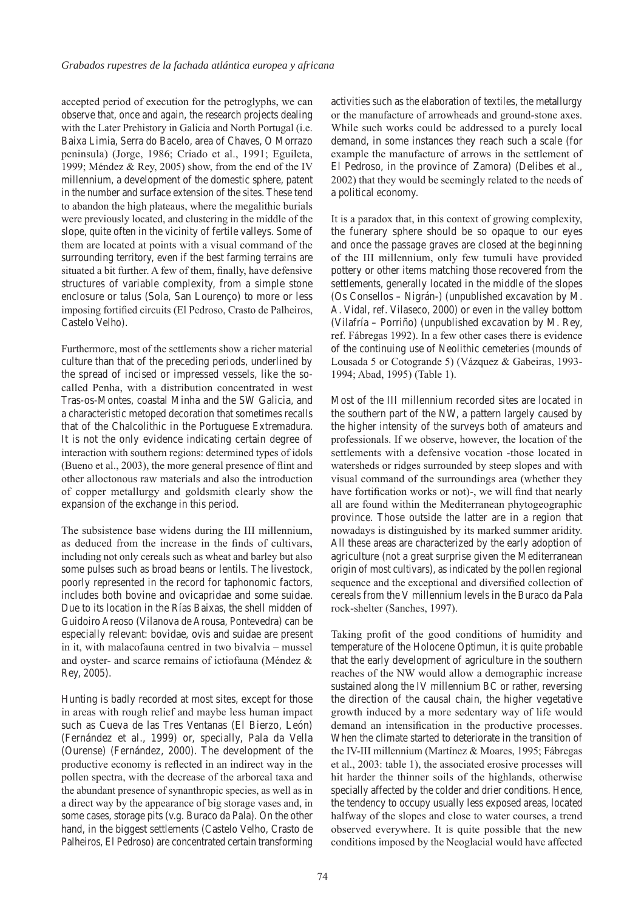accepted period of execution for the petroglyphs, we can observe that, once and again, the research projects dealing with the Later Prehistory in Galicia and North Portugal (i.e. Baixa Limia, Serra do Bacelo, area of Chaves, O Morrazo peninsula) (Jorge, 1986; Criado et al., 1991; Eguileta, 1999; Méndez & Rey, 2005) show, from the end of the IV millennium, a development of the domestic sphere, patent in the number and surface extension of the sites. These tend to abandon the high plateaus, where the megalithic burials were previously located, and clustering in the middle of the slope, quite often in the vicinity of fertile valleys. Some of them are located at points with a visual command of the surrounding territory, even if the best farming terrains are situated a bit further. A few of them, finally, have defensive structures of variable complexity, from a simple stone enclosure or talus (Sola, San Lourenço) to more or less imposing fortified circuits (El Pedroso, Crasto de Palheiros, Castelo Velho).

Furthermore, most of the settlements show a richer material culture than that of the preceding periods, underlined by the spread of incised or impressed vessels, like the so-called Penha, with a distribution concentrated in west Tras-os-Montes, coastal Minha and the SW Galicia, and a characteristic metoped decoration that sometimes recalls that of the Chalcolithic in the Portuguese Extremadura. It is not the only evidence indicating certain degree of interaction with southern regions: determined types of idols (Bueno et al., 2003), the more general presence of flint and other alloctonous raw materials and also the introduction of copper metallurgy and goldsmith clearly show the expansion of the exchange in this period.

The subsistence base widens during the III millennium, as deduced from the increase in the finds of cultivars, including not only cereals such as wheat and barley but also some pulses such as broad beans or lentils. The livestock, poorly represented in the record for taphonomic factors, includes both bovine and ovicapridae and some suidae. Due to its location in the Rías Baixas, the shell midden of Guidoiro Areoso (Vilanova de Arousa, Pontevedra) can be especially relevant: bovidae, ovis and suidae are present in it, with malacofauna centred in two bivalvia – mussel and oyster- and scarce remains of ictiofauna (Méndez & Rey, 2005).

Hunting is badly recorded at most sites, except for those in areas with rough relief and maybe less human impact such as Cueva de las Tres Ventanas (El Bierzo, León) (Fernández et al., 1999) or, specially, Pala da Vella (Ourense) (Fernández, 2000). The development of the productive economy is reflected in an indirect way in the pollen spectra, with the decrease of the arboreal taxa and the abundant presence of synanthropic species, as well as in a direct way by the appearance of big storage vases and, in some cases, storage pits (v.g. Buraco da Pala). On the other hand, in the biggest settlements (Castelo Velho, Crasto de Palheiros, El Pedroso) are concentrated certain transforming activities such as the elaboration of textiles, the metallurgy or the manufacture of arrowheads and ground-stone axes. While such works could be addressed to a purely local demand, in some instances they reach such a scale (for example the manufacture of arrows in the settlement of El Pedroso, in the province of Zamora) (Delibes et al., 2002) that they would be seemingly related to the needs of a political economy.

It is a paradox that, in this context of growing complexity, the funerary sphere should be so opaque to our eyes and once the passage graves are closed at the beginning of the III millennium, only few tumuli have provided pottery or other items matching those recovered from the settlements, generally located in the middle of the slopes (Os Consellos – Nigrán-) (unpublished excavation by M. A. Vidal, ref. Vilaseco, 2000) or even in the valley bottom (Vilafría – Porriño) (unpublished excavation by M. Rey, ref. Fábregas 1992). In a few other cases there is evidence of the continuing use of Neolithic cemeteries (mounds of Lousada 5 or Cotogrande 5) (Vázquez & Gabeiras, 1993-1994; Abad, 1995) (Table 1).

Most of the III millennium recorded sites are located in the southern part of the NW, a pattern largely caused by the higher intensity of the surveys both of amateurs and professionals. If we observe, however, the location of the settlements with a defensive vocation -those located in watersheds or ridges surrounded by steep slopes and with visual command of the surroundings area (whether they have fortification works or not)-, we will find that nearly all are found within the Mediterranean phytogeographic province. Those outside the latter are in a region that nowadays is distinguished by its marked summer aridity. All these areas are characterized by the early adoption of agriculture (not a great surprise given the Mediterranean origin of most cultivars), as indicated by the pollen regional sequence and the exceptional and diversified collection of cereals from the V millennium levels in the Buraco da Pala rock-shelter (Sanches, 1997).

Taking profit of the good conditions of humidity and temperature of the Holocene Optimun, it is quite probable that the early development of agriculture in the southern reaches of the NW would allow a demographic increase sustained along the IV millennium BC or rather, reversing the direction of the causal chain, the higher vegetative growth induced by a more sedentary way of life would demand an intensification in the productive processes. When the climate started to deteriorate in the transition of the IV-III millennium (Martínez & Moares, 1995; Fábregas et al., 2003: table 1), the associated erosive processes will hit harder the thinner soils of the highlands, otherwise specially affected by the colder and drier conditions. Hence, the tendency to occupy usually less exposed areas, located halfway of the slopes and close to water courses, a trend observed everywhere. It is quite possible that the new conditions imposed by the Neoglacial would have affected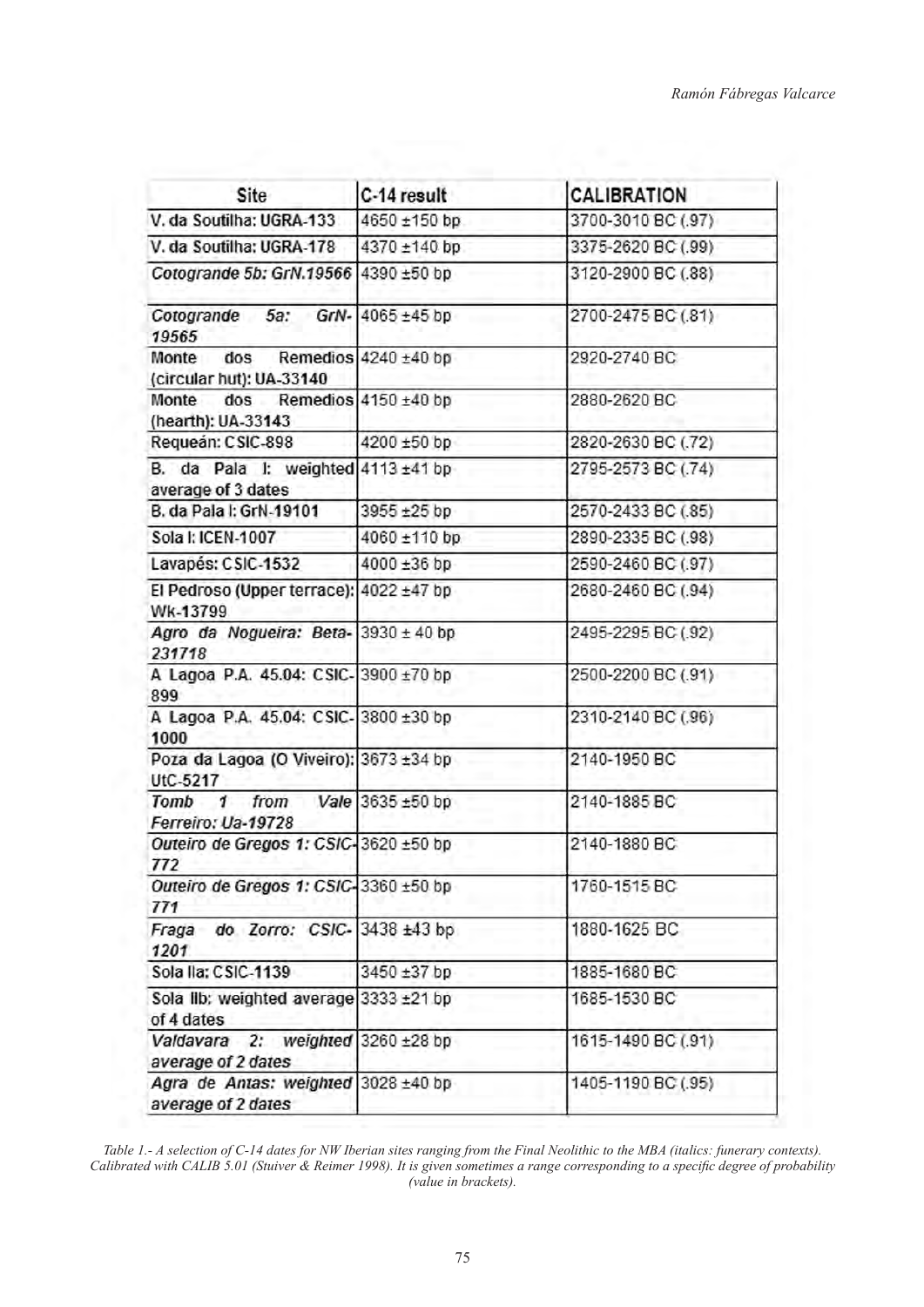| Site | C-14 result | CALIBRATION |
|---|---|---|
| V. da Soutilha: UGRA-133 | 4650 ±150 bp | 3700-3010 BC (.97) |
| V. da Soutilha: UGRA-178 | 4370 ±140 bp | 3375-2620 BC (.99) |
| *Cotogrande 5b: GrN.19566* | 4390 ±50 bp | 3120-2900 BC (.88) |
| *Cotogrande 5a: GrN-19565* | 4065 ±45 bp | 2700-2475 BC (.81) |
| Monte dos Remedios (circular hut): UA-33140 | 4240 ±40 bp | 2920-2740 BC |
| Monte dos Remedios (hearth): UA-33143 | 4150 ±40 bp | 2880-2620 BC |
| Requeán: CSIC-898 | 4200 ±50 bp | 2820-2630 BC (.72) |
| B. da Pala I: weighted average of 3 dates | 4113 ±41 bp | 2795-2573 BC (.74) |
| B. da Pala I: GrN-19101 | 3955 ±25 bp | 2570-2433 BC (.85) |
| Sola I: ICEN-1007 | 4060 ±110 bp | 2890-2335 BC (.98) |
| Lavapés: CSIC-1532 | 4000 ±36 bp | 2590-2460 BC (.97) |
| El Pedroso (Upper terrace): Wk-13799 | 4022 ±47 bp | 2680-2460 BC (.94) |
| *Agro da Nogueira: Beta-231718* | 3930 ± 40 bp | 2495-2295 BC (.92) |
| A Lagoa P.A. 45.04: CSIC-899 | 3900 ±70 bp | 2500-2200 BC (.91) |
| A Lagoa P.A. 45.04: CSIC-1000 | 3800 ±30 bp | 2310-2140 BC (.96) |
| Poza da Lagoa (O Viveiro): UtC-5217 | 3673 ±34 bp | 2140-1950 BC |
| *Tomb 1 from Vale Ferreiro: Ua-19728* | 3635 ±50 bp | 2140-1885 BC |
| *Outeiro de Gregos 1: CSIC-772* | 3620 ±50 bp | 2140-1880 BC |
| *Outeiro de Gregos 1: CSIC-771* | 3360 ±50 bp | 1760-1515 BC |
| *Fraga do Zorro: CSIC-1201* | 3438 ±43 bp | 1880-1625 BC |
| Sola IIa: CSIC-1139 | 3450 ±37 bp | 1885-1680 BC |
| Sola IIb: weighted average of 4 dates | 3333 ±21 bp | 1685-1530 BC |
| *Valdavara 2: weighted average of 2 dates* | 3260 ±28 bp | 1615-1490 BC (.91) |
| *Agra de Antas: weighted average of 2 dates* | 3028 ±40 bp | 1405-1190 BC (.95) |

*Table 1.- A selection of C-14 dates for NW Iberian sites ranging from the Final Neolithic to the MBA (italics: funerary contexts). Calibrated with CALIB 5.01 (Stuiver & Reimer 1998). It is given sometimes a range corresponding to a specific degree of probability (value in brackets).*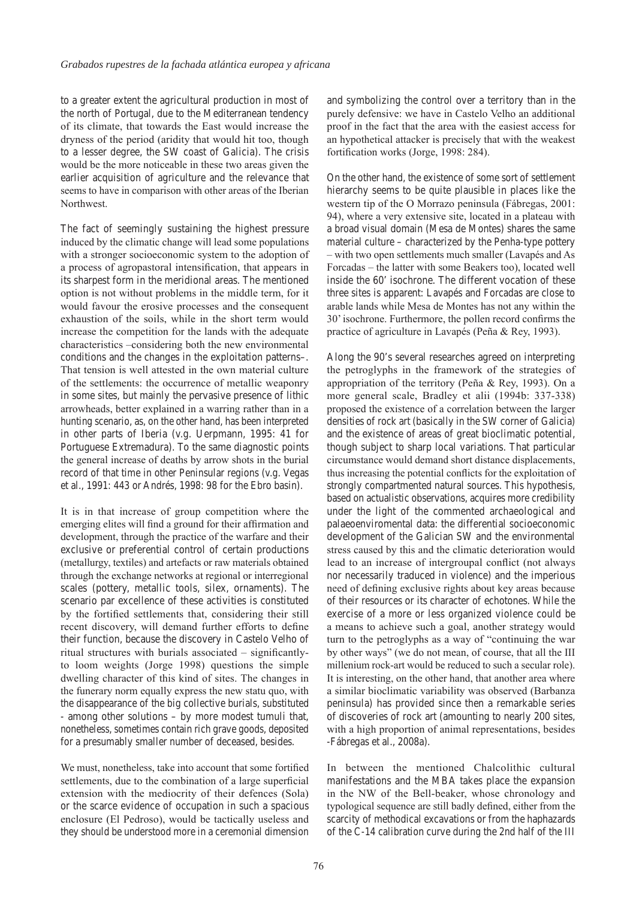to a greater extent the agricultural production in most of the north of Portugal, due to the Mediterranean tendency of its climate, that towards the East would increase the dryness of the period (aridity that would hit too, though to a lesser degree, the SW coast of Galicia). The crisis would be the more noticeable in these two areas given the earlier acquisition of agriculture and the relevance that seems to have in comparison with other areas of the Iberian Northwest.

The fact of seemingly sustaining the highest pressure induced by the climatic change will lead some populations with a stronger socioeconomic system to the adoption of a process of agropastoral intensification, that appears in its sharpest form in the meridional areas. The mentioned option is not without problems in the middle term, for it would favour the erosive processes and the consequent exhaustion of the soils, while in the short term would increase the competition for the lands with the adequate characteristics –considering both the new environmental conditions and the changes in the exploitation patterns–. That tension is well attested in the own material culture of the settlements: the occurrence of metallic weaponry in some sites, but mainly the pervasive presence of lithic arrowheads, better explained in a warring rather than in a hunting scenario, as, on the other hand, has been interpreted in other parts of Iberia (v.g. Uerpmann, 1995: 41 for Portuguese Extremadura). To the same diagnostic points the general increase of deaths by arrow shots in the burial record of that time in other Peninsular regions (v.g. Vegas et al., 1991: 443 or Andrés, 1998: 98 for the Ebro basin).

It is in that increase of group competition where the emerging elites will find a ground for their affirmation and development, through the practice of the warfare and their exclusive or preferential control of certain productions (metallurgy, textiles) and artefacts or raw materials obtained through the exchange networks at regional or interregional scales (pottery, metallic tools, silex, ornaments). The scenario par excellence of these activities is constituted by the fortified settlements that, considering their still recent discovery, will demand further efforts to define their function, because the discovery in Castelo Velho of ritual structures with burials associated – significantly- to loom weights (Jorge 1998) questions the simple dwelling character of this kind of sites. The changes in the funerary norm equally express the new statu quo, with the disappearance of the big collective burials, substituted - among other solutions – by more modest tumuli that, nonetheless, sometimes contain rich grave goods, deposited for a presumably smaller number of deceased, besides.

We must, nonetheless, take into account that some fortified settlements, due to the combination of a large superficial extension with the mediocrity of their defences (Sola) or the scarce evidence of occupation in such a spacious enclosure (El Pedroso), would be tactically useless and they should be understood more in a ceremonial dimension and symbolizing the control over a territory than in the purely defensive: we have in Castelo Velho an additional proof in the fact that the area with the easiest access for an hypothetical attacker is precisely that with the weakest fortification works (Jorge, 1998: 284).

On the other hand, the existence of some sort of settlement hierarchy seems to be quite plausible in places like the western tip of the O Morrazo peninsula (Fábregas, 2001: 94), where a very extensive site, located in a plateau with a broad visual domain (Mesa de Montes) shares the same material culture – characterized by the Penha-type pottery – with two open settlements much smaller (Lavapés and As Forcadas – the latter with some Beakers too), located well inside the 60' isochrone. The different vocation of these three sites is apparent: Lavapés and Forcadas are close to arable lands while Mesa de Montes has not any within the 30' isochrone. Furthermore, the pollen record confirms the practice of agriculture in Lavapés (Peña & Rey, 1993).

Along the 90's several researches agreed on interpreting the petroglyphs in the framework of the strategies of appropriation of the territory (Peña & Rey, 1993). On a more general scale, Bradley et alii (1994b: 337-338) proposed the existence of a correlation between the larger densities of rock art (basically in the SW corner of Galicia) and the existence of areas of great bioclimatic potential, though subject to sharp local variations. That particular circumstance would demand short distance displacements, thus increasing the potential conflicts for the exploitation of strongly compartmented natural sources. This hypothesis, based on actualistic observations, acquires more credibility under the light of the commented archaeological and palaeoenviromental data: the differential socioeconomic development of the Galician SW and the environmental stress caused by this and the climatic deterioration would lead to an increase of intergroupal conflict (not always nor necessarily traduced in violence) and the imperious need of defining exclusive rights about key areas because of their resources or its character of echotones. While the exercise of a more or less organized violence could be a means to achieve such a goal, another strategy would turn to the petroglyphs as a way of "continuing the war by other ways" (we do not mean, of course, that all the III millenium rock-art would be reduced to such a secular role). It is interesting, on the other hand, that another area where a similar bioclimatic variability was observed (Barbanza peninsula) has provided since then a remarkable series of discoveries of rock art (amounting to nearly 200 sites, with a high proportion of animal representations, besides -Fábregas et al., 2008a).

In between the mentioned Chalcolithic cultural manifestations and the MBA takes place the expansion in the NW of the Bell-beaker, whose chronology and typological sequence are still badly defined, either from the scarcity of methodical excavations or from the haphazards of the C-14 calibration curve during the 2nd half of the III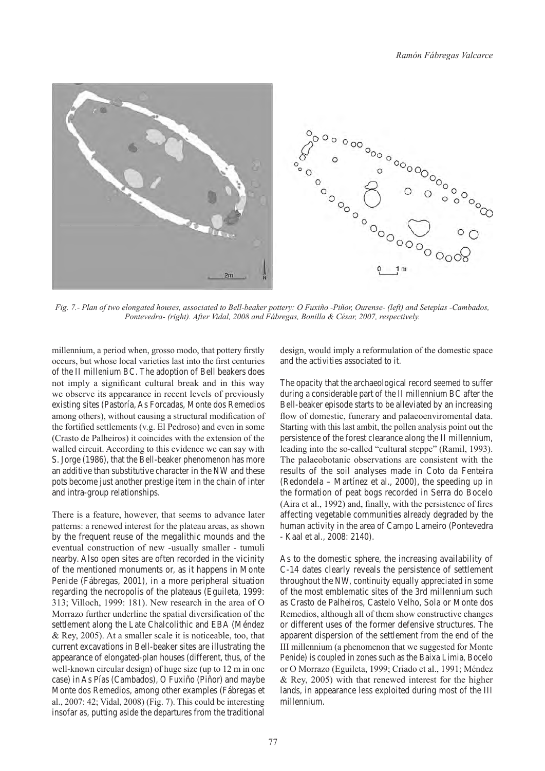*Fig. 7.- Plan of two elongated houses, associated to Bell-beaker pottery: O Fuxiño -Piñor, Ourense- (left) and Setepías -Cambados, Pontevedra- (right). After Vidal, 2008 and Fábregas, Bonilla & César, 2007, respectively.*

millennium, a period when, grosso modo, that pottery firstly occurs, but whose local varieties last into the first centuries of the II millenium BC. The adoption of Bell beakers does not imply a significant cultural break and in this way we observe its appearance in recent levels of previously existing sites (Pastoría, As Forcadas, Monte dos Remedios among others), without causing a structural modification of the fortified settlements (v.g. El Pedroso) and even in some (Crasto de Palheiros) it coincides with the extension of the walled circuit. According to this evidence we can say with S. Jorge (1986), that the Bell-beaker phenomenon has more an additive than substitutive character in the NW and these pots become just another prestige item in the chain of inter and intra-group relationships.

There is a feature, however, that seems to advance later patterns: a renewed interest for the plateau areas, as shown by the frequent reuse of the megalithic mounds and the eventual construction of new -usually smaller - tumuli nearby. Also open sites are often recorded in the vicinity of the mentioned monuments or, as it happens in Monte Penide (Fábregas, 2001), in a more peripheral situation regarding the necropolis of the plateaus (Eguileta, 1999: 313; Villoch, 1999: 181). New research in the area of O Morrazo further underline the spatial diversification of the settlement along the Late Chalcolithic and EBA (Méndez & Rey, 2005). At a smaller scale it is noticeable, too, that current excavations in Bell-beaker sites are illustrating the appearance of elongated-plan houses (different, thus, of the well-known circular design) of huge size (up to 12 m in one case) in As Pías (Cambados), O Fuxiño (Piñor) and maybe Monte dos Remedios, among other examples (Fábregas et al., 2007: 42; Vidal, 2008) (Fig. 7). This could be interesting insofar as, putting aside the departures from the traditional design, would imply a reformulation of the domestic space and the activities associated to it.

The opacity that the archaeological record seemed to suffer during a considerable part of the II millennium BC after the Bell-beaker episode starts to be alleviated by an increasing flow of domestic, funerary and palaeoenviromental data. Starting with this last ambit, the pollen analysis point out the persistence of the forest clearance along the II millennium, leading into the so-called "cultural steppe" (Ramil, 1993). The palaeobotanic observations are consistent with the results of the soil analyses made in Coto da Fenteira (Redondela – Martínez et al., 2000), the speeding up in the formation of peat bogs recorded in Serra do Bocelo (Aira et al., 1992) and, finally, with the persistence of fires affecting vegetable communities already degraded by the human activity in the area of Campo Lameiro (Pontevedra - Kaal et al., 2008: 2140).

As to the domestic sphere, the increasing availability of C-14 dates clearly reveals the persistence of settlement throughout the NW, continuity equally appreciated in some of the most emblematic sites of the 3rd millennium such as Crasto de Palheiros, Castelo Velho, Sola or Monte dos Remedios, although all of them show constructive changes or different uses of the former defensive structures. The apparent dispersion of the settlement from the end of the III millennium (a phenomenon that we suggested for Monte Penide) is coupled in zones such as the Baixa Limia, Bocelo or O Morrazo (Eguileta, 1999; Criado et al., 1991; Méndez & Rey, 2005) with that renewed interest for the higher lands, in appearance less exploited during most of the III millennium.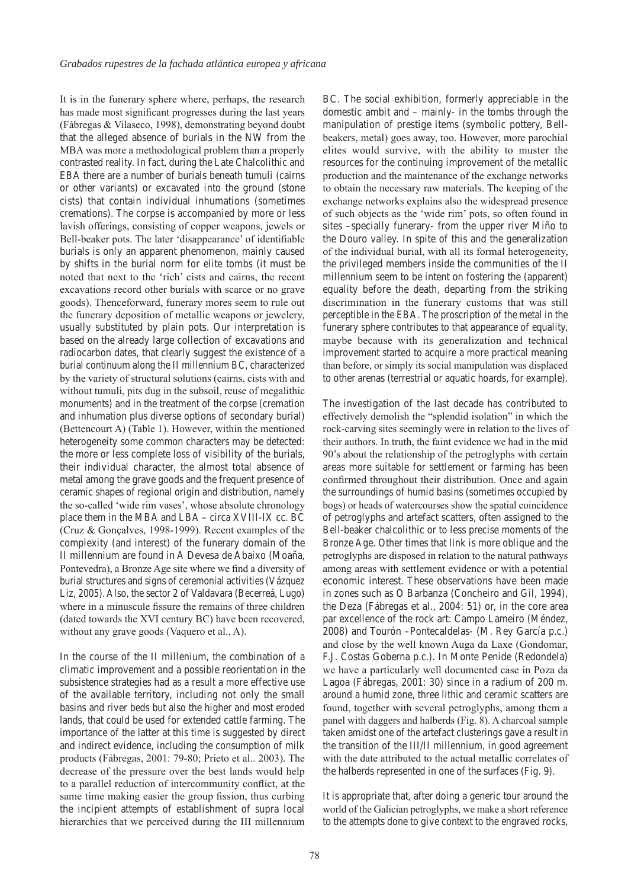It is in the funerary sphere where, perhaps, the research has made most significant progresses during the last years (Fábregas & Vilaseco, 1998), demonstrating beyond doubt that the alleged absence of burials in the NW from the MBA was more a methodological problem than a properly contrasted reality. In fact, during the Late Chalcolithic and EBA there are a number of burials beneath tumuli (cairns or other variants) or excavated into the ground (stone cists) that contain individual inhumations (sometimes cremations). The corpse is accompanied by more or less lavish offerings, consisting of copper weapons, jewels or Bell-beaker pots. The later 'disappearance' of identifiable burials is only an apparent phenomenon, mainly caused by shifts in the burial norm for elite tombs (it must be noted that next to the 'rich' cists and cairns, the recent excavations record other burials with scarce or no grave goods). Thenceforward, funerary mores seem to rule out the funerary deposition of metallic weapons or jewelery, usually substituted by plain pots. Our interpretation is based on the already large collection of excavations and radiocarbon dates, that clearly suggest the existence of a burial continuum along the II millennium BC, characterized by the variety of structural solutions (cairns, cists with and without tumuli, pits dug in the subsoil, reuse of megalithic monuments) and in the treatment of the corpse (cremation and inhumation plus diverse options of secondary burial) (Bettencourt A) (Table 1). However, within the mentioned heterogeneity some common characters may be detected: the more or less complete loss of visibility of the burials, their individual character, the almost total absence of metal among the grave goods and the frequent presence of ceramic shapes of regional origin and distribution, namely the so-called 'wide rim vases', whose absolute chronology place them in the MBA and LBA – circa XVIII-IX cc. BC (Cruz & Gonçalves, 1998-1999). Recent examples of the complexity (and interest) of the funerary domain of the II millennium are found in A Devesa de Abaixo (Moaña, Pontevedra), a Bronze Age site where we find a diversity of burial structures and signs of ceremonial activities (Vázquez Liz, 2005). Also, the sector 2 of Valdavara (Becerreá, Lugo) where in a minuscule fissure the remains of three children (dated towards the XVI century BC) have been recovered, without any grave goods (Vaquero et al., A).

In the course of the II millenium, the combination of a climatic improvement and a possible reorientation in the subsistence strategies had as a result a more effective use of the available territory, including not only the small basins and river beds but also the higher and most eroded lands, that could be used for extended cattle farming. The importance of the latter at this time is suggested by direct and indirect evidence, including the consumption of milk products (Fábregas, 2001: 79-80; Prieto et al.. 2003). The decrease of the pressure over the best lands would help to a parallel reduction of intercommunity conflict, at the same time making easier the group fission, thus curbing the incipient attempts of establishment of supra local hierarchies that we perceived during the III millennium BC. The social exhibition, formerly appreciable in the domestic ambit and – mainly- in the tombs through the manipulation of prestige items (symbolic pottery, Bell-beakers, metal) goes away, too. However, more parochial elites would survive, with the ability to muster the resources for the continuing improvement of the metallic production and the maintenance of the exchange networks to obtain the necessary raw materials. The keeping of the exchange networks explains also the widespread presence of such objects as the 'wide rim' pots, so often found in sites –specially funerary- from the upper river Miño to the Douro valley. In spite of this and the generalization of the individual burial, with all its formal heterogeneity, the privileged members inside the communities of the II millennium seem to be intent on fostering the (apparent) equality before the death, departing from the striking discrimination in the funerary customs that was still perceptible in the EBA. The proscription of the metal in the funerary sphere contributes to that appearance of equality, maybe because with its generalization and technical improvement started to acquire a more practical meaning than before, or simply its social manipulation was displaced to other arenas (terrestrial or aquatic hoards, for example).

The investigation of the last decade has contributed to effectively demolish the "splendid isolation" in which the rock-carving sites seemingly were in relation to the lives of their authors. In truth, the faint evidence we had in the mid 90's about the relationship of the petroglyphs with certain areas more suitable for settlement or farming has been confirmed throughout their distribution. Once and again the surroundings of humid basins (sometimes occupied by bogs) or heads of watercourses show the spatial coincidence of petroglyphs and artefact scatters, often assigned to the Bell-beaker chalcolithic or to less precise moments of the Bronze Age. Other times that link is more oblique and the petroglyphs are disposed in relation to the natural pathways among areas with settlement evidence or with a potential economic interest. These observations have been made in zones such as O Barbanza (Concheiro and Gil, 1994), the Deza (Fábregas et al., 2004: 51) or, in the core area par excellence of the rock art: Campo Lameiro (Méndez, 2008) and Tourón –Pontecaldelas- (M. Rey García p.c.) and close by the well known Auga da Laxe (Gondomar, F.J. Costas Goberna p.c.). In Monte Penide (Redondela) we have a particularly well documented case in Poza da Lagoa (Fábregas, 2001: 30) since in a radium of 200 m. around a humid zone, three lithic and ceramic scatters are found, together with several petroglyphs, among them a panel with daggers and halberds (Fig. 8). A charcoal sample taken amidst one of the artefact clusterings gave a result in the transition of the III/II millennium, in good agreement with the date attributed to the actual metallic correlates of the halberds represented in one of the surfaces (Fig. 9).

It is appropriate that, after doing a generic tour around the world of the Galician petroglyphs, we make a short reference to the attempts done to give context to the engraved rocks,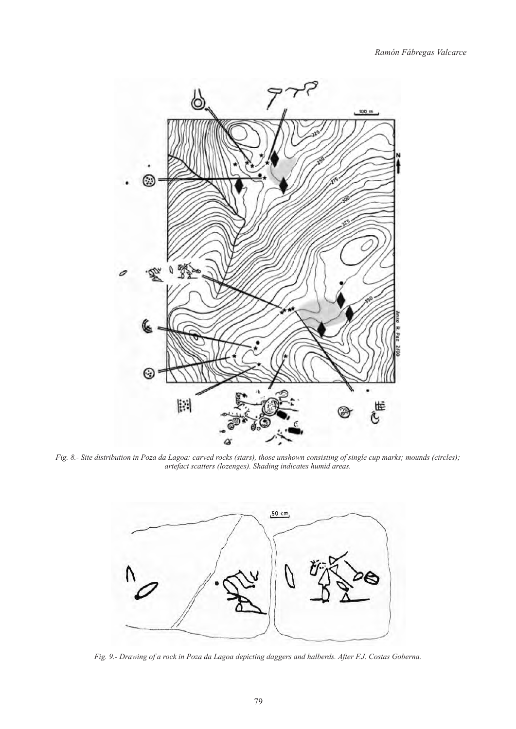*Fig. 8.- Site distribution in Poza da Lagoa: carved rocks (stars), those unshown consisting of single cup marks; mounds (circles); artefact scatters (lozenges). Shading indicates humid areas.*

*Fig. 9.- Drawing of a rock in Poza da Lagoa depicting daggers and halberds. After F.J. Costas Goberna.*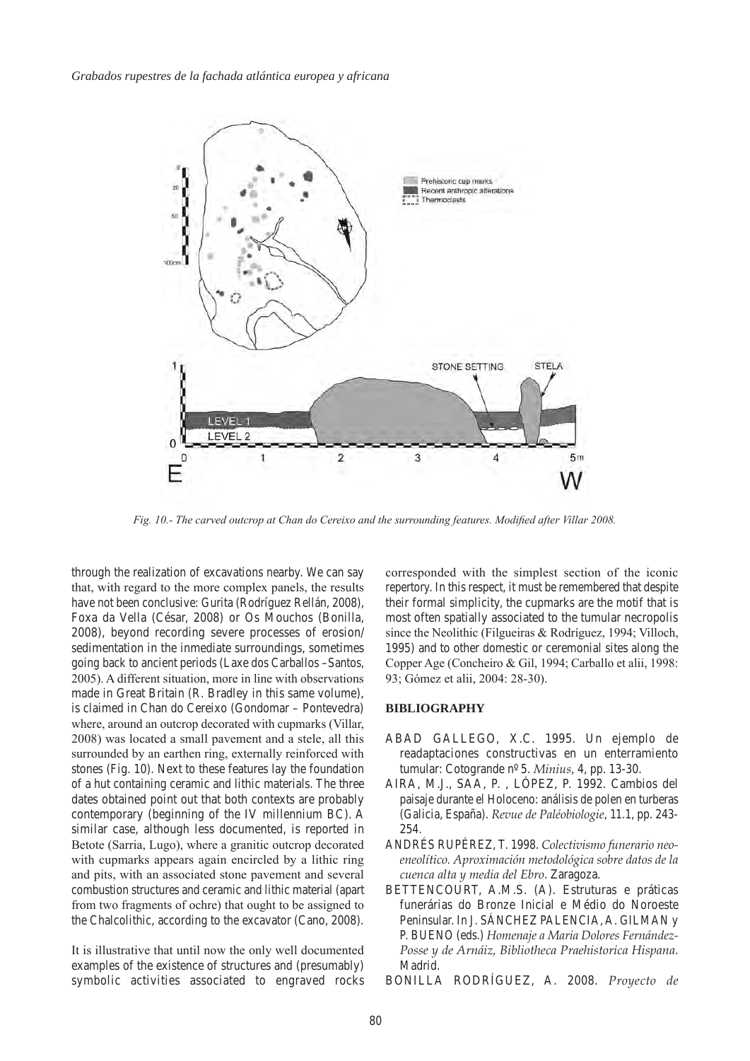Fig. 10.- The carved outcrop at Chan do Cereixo and the surrounding features. Modified after Villar 2008.

through the realization of excavations nearby. We can say that, with regard to the more complex panels, the results have not been conclusive: Gurita (Rodríguez Rellán, 2008), Foxa da Vella (César, 2008) or Os Mouchos (Bonilla, 2008), beyond recording severe processes of erosion/ sedimentation in the inmediate surroundings, sometimes going back to ancient periods (Laxe dos Carballos –Santos, 2005). A different situation, more in line with observations made in Great Britain (R. Bradley in this same volume), is claimed in Chan do Cereixo (Gondomar – Pontevedra) where, around an outcrop decorated with cupmarks (Villar, 2008) was located a small pavement and a stele, all this surrounded by an earthen ring, externally reinforced with stones (Fig. 10). Next to these features lay the foundation of a hut containing ceramic and lithic materials. The three dates obtained point out that both contexts are probably contemporary (beginning of the IV millennium BC). A similar case, although less documented, is reported in Betote (Sarria, Lugo), where a granitic outcrop decorated with cupmarks appears again encircled by a lithic ring and pits, with an associated stone pavement and several combustion structures and ceramic and lithic material (apart from two fragments of ochre) that ought to be assigned to the Chalcolithic, according to the excavator (Cano, 2008).

It is illustrative that until now the only well documented examples of the existence of structures and (presumably) symbolic activities associated to engraved rocks corresponded with the simplest section of the iconic repertory. In this respect, it must be remembered that despite their formal simplicity, the cupmarks are the motif that is most often spatially associated to the tumular necropolis since the Neolithic (Filgueiras & Rodríguez, 1994; Villoch, 1995) and to other domestic or ceremonial sites along the Copper Age (Concheiro & Gil, 1994; Carballo et alii, 1998: 93; Gómez et alii, 2004: 28-30).

## BIBLIOGRAPHY

ABAD GALLEGO, X.C. 1995. Un ejemplo de readaptaciones constructivas en un enterramiento tumular: Cotogrande nº 5. *Minius*, 4, pp. 13-30.

AIRA, M.J., SAA, P. , LÓPEZ, P. 1992. Cambios del paisaje durante el Holoceno: análisis de polen en turberas (Galicia, España). *Revue de Paléobiologie*, 11.1, pp. 243-254.

ANDRÉS RUPÉREZ, T. 1998. *Colectivismo funerario neo-eneolítico. Aproximación metodológica sobre datos de la cuenca alta y media del Ebro*. Zaragoza.

BETTENCOURT, A.M.S. (A). Estruturas e práticas funerárias do Bronze Inicial e Médio do Noroeste Peninsular. In J. SÁNCHEZ PALENCIA, A. GILMAN y P. BUENO (eds.) *Homenaje a Maria Dolores Fernández-Posse y de Arnáiz, Bibliotheca Praehistorica Hispana*. Madrid.

BONILLA RODRÍGUEZ, A. 2008. *Proyecto de*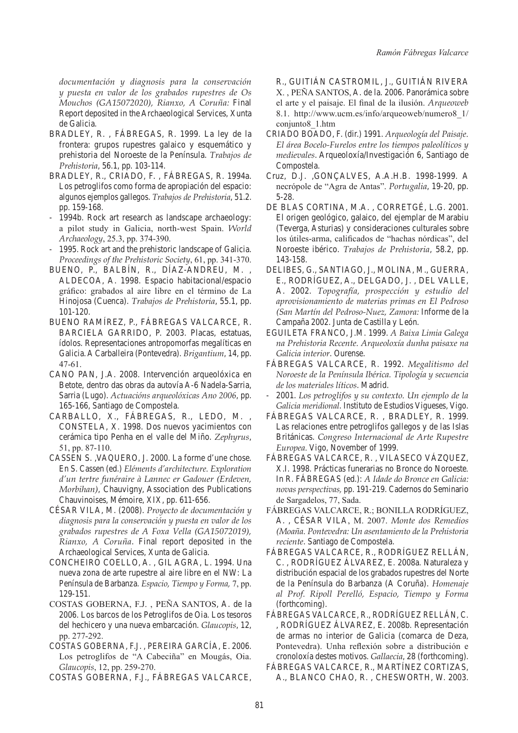*documentación y diagnosis para la conservación y puesta en valor de los grabados rupestres de Os Mouchos (GA15072020), Rianxo, A Coruña:* Final Report deposited in the Archaeological Services, Xunta de Galicia.

BRADLEY, R. , FÁBREGAS, R. 1999. La ley de la frontera: grupos rupestres galaico y esquemático y prehistoria del Noroeste de la Península. *Trabajos de Prehistoria*, 56.1, pp. 103-114.

BRADLEY, R., CRIADO, F. , FÁBREGAS, R. 1994a. Los petroglifos como forma de apropiación del espacio: algunos ejemplos gallegos. *Trabajos de Prehistoria*, 51.2. pp. 159-168.

- 1994b. Rock art research as landscape archaeology: a pilot study in Galicia, north-west Spain. *World Archaeology*, 25.3, pp. 374-390.
- 1995. Rock art and the prehistoric landscape of Galicia. *Proceedings of the Prehistoric Society*, 61, pp. 341-370.

BUENO, P., BALBÍN, R., DÍAZ-ANDREU, M. , ALDECOA, A. 1998. Espacio habitacional/espacio gráfico: grabados al aire libre en el término de La Hinojosa (Cuenca). *Trabajos de Prehistoria*, 55.1, pp. 101-120.

BUENO RAMÍREZ, P., FÁBREGAS VALCARCE, R. BARCIELA GARRIDO, P. 2003. Placas, estatuas, ídolos. Representaciones antropomorfas megalíticas en Galicia. A Carballeira (Pontevedra). *Brigantium*, 14, pp. 47-61.

CANO PAN, J.A. 2008. Intervención arqueolóxica en Betote, dentro das obras da autovía A-6 Nadela-Sarria, Sarria (Lugo). *Actuacións arqueolóxicas Ano 2006*, pp. 165-166, Santiago de Compostela.

CARBALLO, X., FÁBREGAS, R., LEDO, M. , CONSTELA, X. 1998. Dos nuevos yacimientos con cerámica tipo Penha en el valle del Miño. *Zephyrus*, 51, pp. 87-110.

CASSEN S. ,VAQUERO, J. 2000. La forme d'une chose. En S. Cassen (ed.) *Eléments d'architecture. Exploration d'un tertre funéraire à Lannec er Gadouer (Erdeven, Morbihan)*, Chauvigny, Association des Publications Chauvinoises, Mémoire, XIX, pp. 611-656.

CÉSAR VILA, M. (2008). *Proyecto de documentación y diagnosis para la conservación y puesta en valor de los grabados rupestres de A Foxa Vella (GA15072019), Rianxo, A Coruña*. Final report deposited in the Archaeological Services, Xunta de Galicia.

CONCHEIRO COELLO, A. , GIL AGRA, L. 1994. Una nueva zona de arte rupestre al aire libre en el NW: La Península de Barbanza. *Espacio, Tiempo y Forma,* 7, pp. 129-151.

COSTAS GOBERNA, F.J. , PEÑA SANTOS, A. de la 2006. Los barcos de los Petroglifos de Oia. Los tesoros del hechicero y una nueva embarcación. *Glaucopis*, 12, pp. 277-292.

COSTAS GOBERNA, F.J. , PEREIRA GARCÍA, E. 2006. Los petroglifos de "A Cabeciña" en Mougás, Oia. *Glaucopis*, 12, pp. 259-270.

COSTAS GOBERNA, F.J., FÁBREGAS VALCARCE, R., GUITIÁN CASTROMIL, J., GUITIÁN RIVERA X. , PEÑA SANTOS, A. de la. 2006. Panorámica sobre el arte y el paisaje. El final de la ilusión. *Arqueoweb* 8.1. http://www.ucm.es/info/arqueoweb/numero8_1/conjunto8_1.htm

CRIADO BOADO, F. (dir.) 1991. *Arqueología del Paisaje. El área Bocelo-Furelos entre los tiempos paleolíticos y medievales*. Arqueoloxía/Investigación 6, Santiago de Compostela.

Cruz, D.J. ,GONÇALVES, A.A.H.B. 1998-1999. A necrópole de "Agra de Antas". *Portugalia*, 19-20, pp. 5-28.

DE BLAS CORTINA, M.A. , CORRETGÉ, L.G. 2001. El origen geológico, galaico, del ejemplar de Marabiu (Teverga, Asturias) y consideraciones culturales sobre los útiles-arma, calificados de "hachas nórdicas", del Noroeste ibérico. *Trabajos de Prehistoria*, 58.2, pp. 143-158.

DELIBES, G., SANTIAGO, J., MOLINA, M., GUERRA, E., RODRÍGUEZ, A., DELGADO, J. , DEL VALLE, A. 2002. *Topografía, prospección y estudio del aprovisionamiento de materias primas en El Pedroso (San Martín del Pedroso-Nuez, Zamora:* Informe de la Campaña 2002. Junta de Castilla y León.

EGUILETA FRANCO, J.M. 1999. *A Baixa Limia Galega na Prehistoria Recente. Arqueoloxía dunha paisaxe na Galicia interior*. Ourense.

FÁBREGAS VALCARCE, R. 1992. *Megalitismo del Noroeste de la Península Ibérica. Tipología y secuencia de los materiales líticos*. Madrid.

- 2001. *Los petroglifos y su contexto. Un ejemplo de la Galicia meridional*. Instituto de Estudios Vigueses, Vigo.

FÁBREGAS VALCARCE, R. , BRADLEY, R. 1999. Las relaciones entre petroglifos gallegos y de las Islas Británicas. *Congreso Internacional de Arte Rupestre Europea*. Vigo, November of 1999.

FÁBREGAS VALCARCE, R. , VILASECO VÁZQUEZ, X.I. 1998. Prácticas funerarias no Bronce do Noroeste. In R. FÁBREGAS (ed.): *A Idade do Bronce en Galicia: novas perspectivas,* pp. 191-219. Cadernos do Seminario de Sargadelos, 77, Sada.

FÁBREGAS VALCARCE, R.; BONILLA RODRÍGUEZ, A. , CÉSAR VILA, M. 2007. *Monte dos Remedios (Moaña. Pontevedra: Un asentamiento de la Prehistoria reciente*. Santiago de Compostela.

FÁBREGAS VALCARCE, R., RODRÍGUEZ RELLÁN, C. , RODRÍGUEZ ÁLVAREZ, E. 2008a. Naturaleza y distribución espacial de los grabados rupestres del Norte de la Península do Barbanza (A Coruña). *Homenaje al Prof. Ripoll Perelló, Espacio, Tiempo y Forma* (forthcoming).

FÁBREGAS VALCARCE, R., RODRÍGUEZ RELLÁN, C. , RODRÍGUEZ ÁLVAREZ, E. 2008b. Representación de armas no interior de Galicia (comarca de Deza, Pontevedra). Unha reflexión sobre a distribución e cronoloxía destes motivos. *Gallaecia*, 28 (forthcoming).

FÁBREGAS VALCARCE, R., MARTÍNEZ CORTIZAS, A., BLANCO CHAO, R. , CHESWORTH, W. 2003.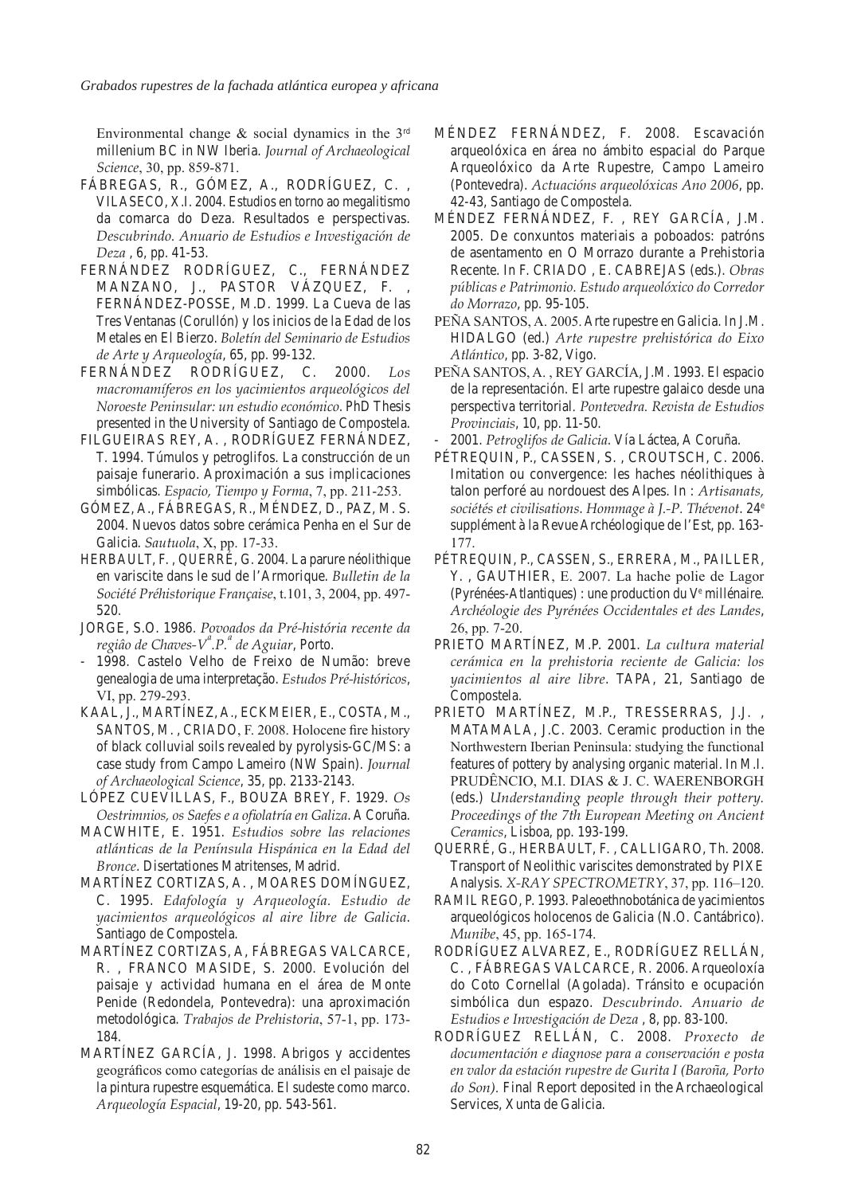Environmental change & social dynamics in the 3rd millenium BC in NW Iberia. *Journal of Archaeological Science*, 30, pp. 859-871.

FÁBREGAS, R., GÓMEZ, A., RODRÍGUEZ, C. , VILASECO, X.I. 2004. Estudios en torno ao megalitismo da comarca do Deza. Resultados e perspectivas. *Descubrindo. Anuario de Estudios e Investigación de Deza* , 6, pp. 41-53.

FERNÁNDEZ RODRÍGUEZ, C., FERNÁNDEZ MANZANO, J., PASTOR VÁZQUEZ, F. , FERNÁNDEZ-POSSE, M.D. 1999. La Cueva de las Tres Ventanas (Corullón) y los inicios de la Edad de los Metales en El Bierzo. *Boletín del Seminario de Estudios de Arte y Arqueología*, 65, pp. 99-132.

FERNÁNDEZ RODRÍGUEZ, C. 2000. *Los macromamíferos en los yacimientos arqueológicos del Noroeste Peninsular: un estudio económico*. PhD Thesis presented in the University of Santiago de Compostela.

FILGUEIRAS REY, A. , RODRÍGUEZ FERNÁNDEZ, T. 1994. Túmulos y petroglifos. La construcción de un paisaje funerario. Aproximación a sus implicaciones simbólicas. *Espacio, Tiempo y Forma*, 7, pp. 211-253.

GÓMEZ, A., FÁBREGAS, R., MÉNDEZ, D., PAZ, M. S. 2004. Nuevos datos sobre cerámica Penha en el Sur de Galicia. *Sautuola*, X, pp. 17-33.

HERBAULT, F. , QUERRÉ, G. 2004. La parure néolithique en variscite dans le sud de l'Armorique. *Bulletin de la Société Préhistorique Française*, t.101, 3, 2004, pp. 497-520.

JORGE, S.O. 1986. *Povoados da Pré-história recente da regiâo de Chaves-V<sup>a</sup>.P.<sup>a</sup> de Aguiar*, Porto.

- 1998. Castelo Velho de Freixo de Numão: breve genealogia de uma interpretação. *Estudos Pré-históricos*, VI, pp. 279-293.

KAAL, J., MARTÍNEZ, A., ECKMEIER, E., COSTA, M., SANTOS, M. , CRIADO, F. 2008. Holocene fire history of black colluvial soils revealed by pyrolysis-GC/MS: a case study from Campo Lameiro (NW Spain). *Journal of Archaeological Science*, 35, pp. 2133-2143.

LÓPEZ CUEVILLAS, F., BOUZA BREY, F. 1929. *Os Oestrimnios, os Saefes e a ofiolatría en Galiza*. A Coruña.

MACWHITE, E. 1951. *Estudios sobre las relaciones atlánticas de la Península Hispánica en la Edad del Bronce*. Disertationes Matritenses, Madrid.

MARTÍNEZ CORTIZAS, A. , MOARES DOMÍNGUEZ, C. 1995. *Edafología y Arqueología. Estudio de yacimientos arqueológicos al aire libre de Galicia*. Santiago de Compostela.

MARTÍNEZ CORTIZAS, A, FÁBREGAS VALCARCE, R. , FRANCO MASIDE, S. 2000. Evolución del paisaje y actividad humana en el área de Monte Penide (Redondela, Pontevedra): una aproximación metodológica. *Trabajos de Prehistoria*, 57-1, pp. 173-184.

MARTÍNEZ GARCÍA, J. 1998. Abrigos y accidentes geográficos como categorías de análisis en el paisaje de la pintura rupestre esquemática. El sudeste como marco. *Arqueología Espacial*, 19-20, pp. 543-561.

MÉNDEZ FERNÁNDEZ, F. 2008. Escavación arqueolóxica en área no ámbito espacial do Parque Arqueolóxico da Arte Rupestre, Campo Lameiro (Pontevedra). *Actuacións arqueolóxicas Ano 2006*, pp. 42-43, Santiago de Compostela.

MÉNDEZ FERNÁNDEZ, F. , REY GARCÍA, J.M. 2005. De conxuntos materiais a poboados: patróns de asentamento en O Morrazo durante a Prehistoria Recente. In F. CRIADO , E. CABREJAS (eds.). *Obras públicas e Patrimonio. Estudo arqueolóxico do Corredor do Morrazo*, pp. 95-105.

PEÑA SANTOS, A. 2005. Arte rupestre en Galicia. In J.M. HIDALGO (ed.) *Arte rupestre prehistórica do Eixo Atlántico*, pp. 3-82, Vigo.

PEÑA SANTOS, A. , REY GARCÍA, J.M. 1993. El espacio de la representación. El arte rupestre galaico desde una perspectiva territorial. *Pontevedra. Revista de Estudios Provinciais*, 10, pp. 11-50.

- 2001. *Petroglifos de Galicia*. Vía Láctea, A Coruña.

PÉTREQUIN, P., CASSEN, S. , CROUTSCH, C. 2006. Imitation ou convergence: les haches néolithiques à talon perforé au nordouest des Alpes. In : *Artisanats, sociétés et civilisations. Hommage à J.-P. Thévenot*. 24e supplément à la Revue Archéologique de l'Est, pp. 163-177.

PÉTREQUIN, P., CASSEN, S., ERRERA, M., PAILLER, Y. , GAUTHIER, E. 2007. La hache polie de Lagor (Pyrénées-Atlantiques) : une production du Ve millénaire. *Archéologie des Pyrénées Occidentales et des Landes*, 26, pp. 7-20.

PRIETO MARTÍNEZ, M.P. 2001. *La cultura material cerámica en la prehistoria reciente de Galicia: los yacimientos al aire libre*. TAPA, 21, Santiago de Compostela.

PRIETO MARTÍNEZ, M.P., TRESSERRAS, J.J. , MATAMALA, J.C. 2003. Ceramic production in the Northwestern Iberian Peninsula: studying the functional features of pottery by analysing organic material. In M.I. PRUDÊNCIO, M.I. DIAS & J. C. WAERENBORGH (eds.) *Understanding people through their pottery. Proceedings of the 7th European Meeting on Ancient Ceramics*, Lisboa, pp. 193-199.

QUERRÉ, G., HERBAULT, F. , CALLIGARO, Th. 2008. Transport of Neolithic variscites demonstrated by PIXE Analysis. *X-RAY SPECTROMETRY*, 37, pp. 116–120.

RAMIL REGO, P. 1993. Paleoethnobotánica de yacimientos arqueológicos holocenos de Galicia (N.O. Cantábrico). *Munibe*, 45, pp. 165-174.

RODRÍGUEZ ALVAREZ, E., RODRÍGUEZ RELLÁN, C. , FÁBREGAS VALCARCE, R. 2006. Arqueoloxía do Coto Cornellal (Agolada). Tránsito e ocupación simbólica dun espazo. *Descubrindo. Anuario de Estudios e Investigación de Deza* , 8, pp. 83-100.

RODRÍGUEZ RELLÁN, C. 2008. *Proxecto de documentación e diagnose para a conservación e posta en valor da estación rupestre de Gurita I (Baroña, Porto do Son)*. Final Report deposited in the Archaeological Services, Xunta de Galicia.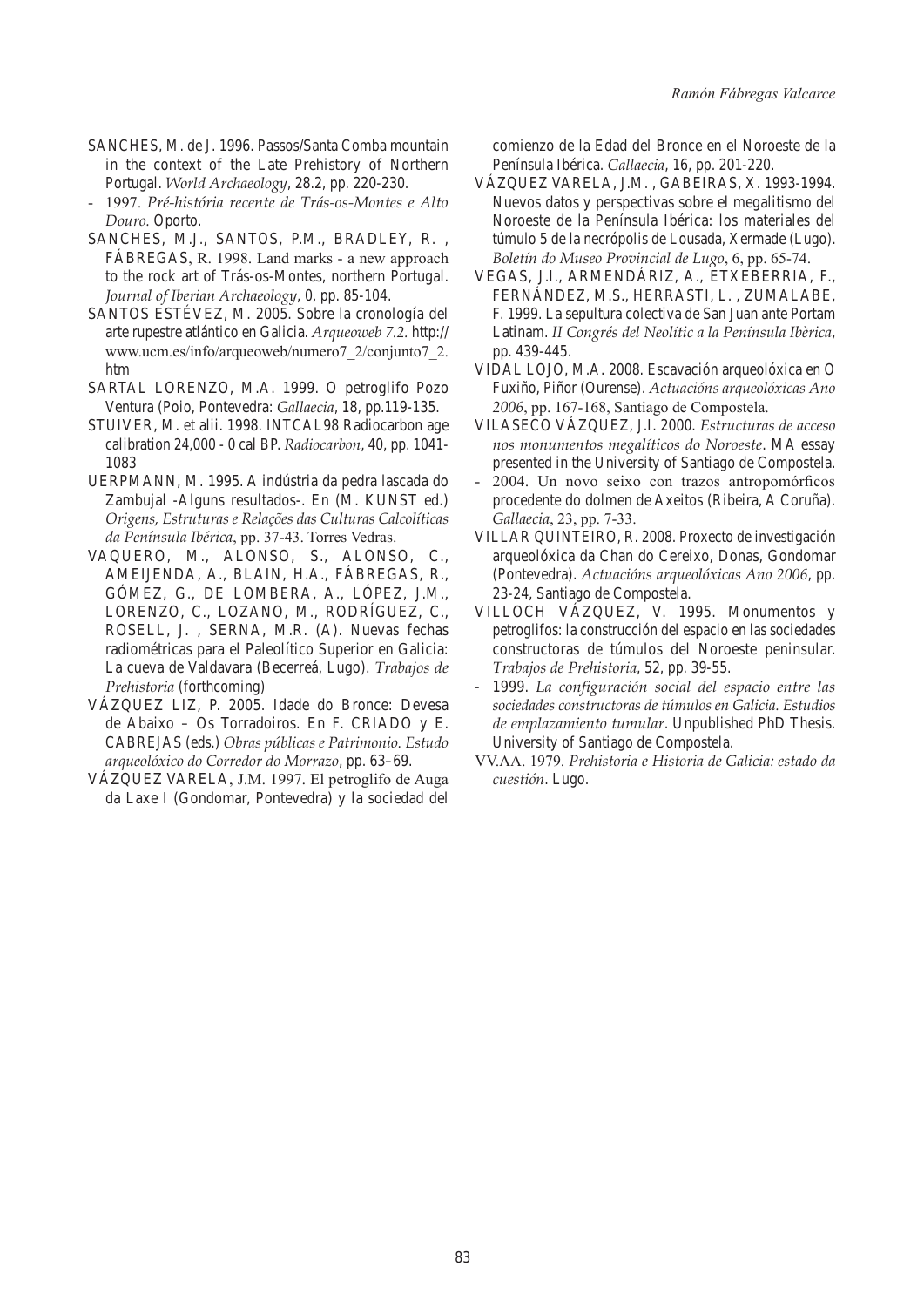SANCHES, M. de J. 1996. Passos/Santa Comba mountain in the context of the Late Prehistory of Northern Portugal. *World Archaeology*, 28.2, pp. 220-230.

- 1997. *Pré-história recente de Trás-os-Montes e Alto Douro*. Oporto.

SANCHES, M.J., SANTOS, P.M., BRADLEY, R. , FÁBREGAS, R. 1998. Land marks - a new approach to the rock art of Trás-os-Montes, northern Portugal. *Journal of Iberian Archaeology*, 0, pp. 85-104.

SANTOS ESTÉVEZ, M. 2005. Sobre la cronología del arte rupestre atlántico en Galicia. *Arqueoweb 7.2*. http://www.ucm.es/info/arqueoweb/numero7_2/conjunto7_2.htm

SARTAL LORENZO, M.A. 1999. O petroglifo Pozo Ventura (Poio, Pontevedra: *Gallaecia*, 18, pp.119-135.

STUIVER, M. et alii. 1998. INTCAL98 Radiocarbon age calibration 24,000 - 0 cal BP. *Radiocarbon*, 40, pp. 1041-1083

UERPMANN, M. 1995. A indústria da pedra lascada do Zambujal -Alguns resultados-. En (M. KUNST ed.) *Origens, Estruturas e Relações das Culturas Calcolíticas da Península Ibérica*, pp. 37-43. Torres Vedras.

VAQUERO, M., ALONSO, S., ALONSO, C., AMEIJENDA, A., BLAIN, H.A., FÁBREGAS, R., GÓMEZ, G., DE LOMBERA, A., LÓPEZ, J.M., LORENZO, C., LOZANO, M., RODRÍGUEZ, C., ROSELL, J. , SERNA, M.R. (A). Nuevas fechas radiométricas para el Paleolítico Superior en Galicia: La cueva de Valdavara (Becerreá, Lugo). *Trabajos de Prehistoria* (forthcoming)

VÁZQUEZ LIZ, P. 2005. Idade do Bronce: Devesa de Abaixo – Os Torradoiros. En F. CRIADO y E. CABREJAS (eds.) *Obras públicas e Patrimonio. Estudo arqueolóxico do Corredor do Morrazo*, pp. 63–69.

VÁZQUEZ VARELA, J.M. 1997. El petroglifo de Auga da Laxe I (Gondomar, Pontevedra) y la sociedad del comienzo de la Edad del Bronce en el Noroeste de la Península Ibérica. *Gallaecia*, 16, pp. 201-220.

VÁZQUEZ VARELA, J.M. , GABEIRAS, X. 1993-1994. Nuevos datos y perspectivas sobre el megalitismo del Noroeste de la Península Ibérica: los materiales del túmulo 5 de la necrópolis de Lousada, Xermade (Lugo). *Boletín do Museo Provincial de Lugo*, 6, pp. 65-74.

VEGAS, J.I., ARMENDÁRIZ, A., ETXEBERRIA, F., FERNÁNDEZ, M.S., HERRASTI, L. , ZUMALABE, F. 1999. La sepultura colectiva de San Juan ante Portam Latinam. *II Congrés del Neolític a la Península Ibèrica*, pp. 439-445.

VIDAL LOJO, M.A. 2008. Escavación arqueolóxica en O Fuxiño, Piñor (Ourense). *Actuacións arqueolóxicas Ano 2006*, pp. 167-168, Santiago de Compostela.

VILASECO VÁZQUEZ, J.I. 2000. *Estructuras de acceso nos monumentos megalíticos do Noroeste*. MA essay presented in the University of Santiago de Compostela.

- 2004. Un novo seixo con trazos antropomórficos procedente do dolmen de Axeitos (Ribeira, A Coruña). *Gallaecia*, 23, pp. 7-33.

VILLAR QUINTEIRO, R. 2008. Proxecto de investigación arqueolóxica da Chan do Cereixo, Donas, Gondomar (Pontevedra). *Actuacións arqueolóxicas Ano 2006*, pp. 23-24, Santiago de Compostela.

VILLOCH VÁZQUEZ, V. 1995. Monumentos y petroglifos: la construcción del espacio en las sociedades constructoras de túmulos del Noroeste peninsular. *Trabajos de Prehistoria*, 52, pp. 39-55.

- 1999. *La configuración social del espacio entre las sociedades constructoras de túmulos en Galicia. Estudios de emplazamiento tumular*. Unpublished PhD Thesis. University of Santiago de Compostela.

VV.AA. 1979. *Prehistoria e Historia de Galicia: estado da cuestión*. Lugo.